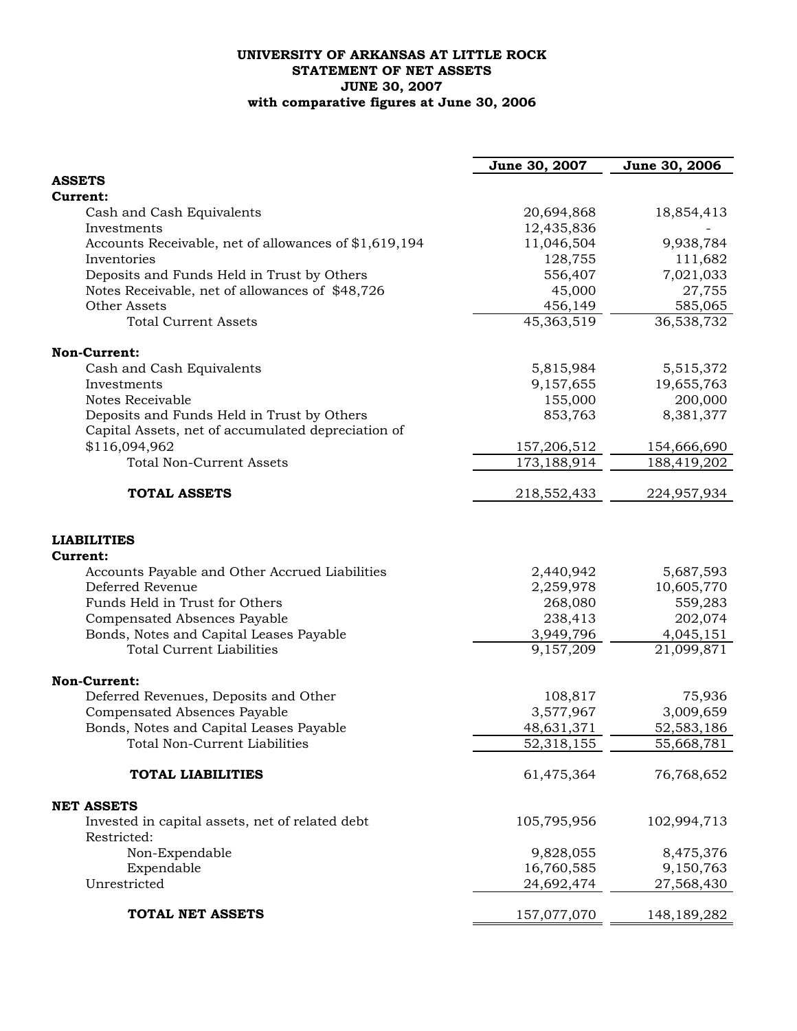**UNIVERSITY OF ARKANSAS AT LITTLE ROCK**
**STATEMENT OF NET ASSETS**
**JUNE 30, 2007**
**with comparative figures at June 30, 2006**

| | June 30, 2007 | June 30, 2006 |
|---|---|---|
| **ASSETS** | | |
| **Current:** | | |
| Cash and Cash Equivalents | 20,694,868 | 18,854,413 |
| Investments | 12,435,836 | - |
| Accounts Receivable, net of allowances of $1,619,194 | 11,046,504 | 9,938,784 |
| Inventories | 128,755 | 111,682 |
| Deposits and Funds Held in Trust by Others | 556,407 | 7,021,033 |
| Notes Receivable, net of allowances of $48,726 | 45,000 | 27,755 |
| Other Assets | 456,149 | 585,065 |
| Total Current Assets | 45,363,519 | 36,538,732 |
| **Non-Current:** | | |
| Cash and Cash Equivalents | 5,815,984 | 5,515,372 |
| Investments | 9,157,655 | 19,655,763 |
| Notes Receivable | 155,000 | 200,000 |
| Deposits and Funds Held in Trust by Others | 853,763 | 8,381,377 |
| Capital Assets, net of accumulated depreciation of $116,094,962 | 157,206,512 | 154,666,690 |
| Total Non-Current Assets | 173,188,914 | 188,419,202 |
| **TOTAL ASSETS** | 218,552,433 | 224,957,934 |
| **LIABILITIES** | | |
| **Current:** | | |
| Accounts Payable and Other Accrued Liabilities | 2,440,942 | 5,687,593 |
| Deferred Revenue | 2,259,978 | 10,605,770 |
| Funds Held in Trust for Others | 268,080 | 559,283 |
| Compensated Absences Payable | 238,413 | 202,074 |
| Bonds, Notes and Capital Leases Payable | 3,949,796 | 4,045,151 |
| Total Current Liabilities | 9,157,209 | 21,099,871 |
| **Non-Current:** | | |
| Deferred Revenues, Deposits and Other | 108,817 | 75,936 |
| Compensated Absences Payable | 3,577,967 | 3,009,659 |
| Bonds, Notes and Capital Leases Payable | 48,631,371 | 52,583,186 |
| Total Non-Current Liabilities | 52,318,155 | 55,668,781 |
| **TOTAL LIABILITIES** | 61,475,364 | 76,768,652 |
| **NET ASSETS** | | |
| Invested in capital assets, net of related debt | 105,795,956 | 102,994,713 |
| Restricted: | | |
| Non-Expendable | 9,828,055 | 8,475,376 |
| Expendable | 16,760,585 | 9,150,763 |
| Unrestricted | 24,692,474 | 27,568,430 |
| **TOTAL NET ASSETS** | 157,077,070 | 148,189,282 |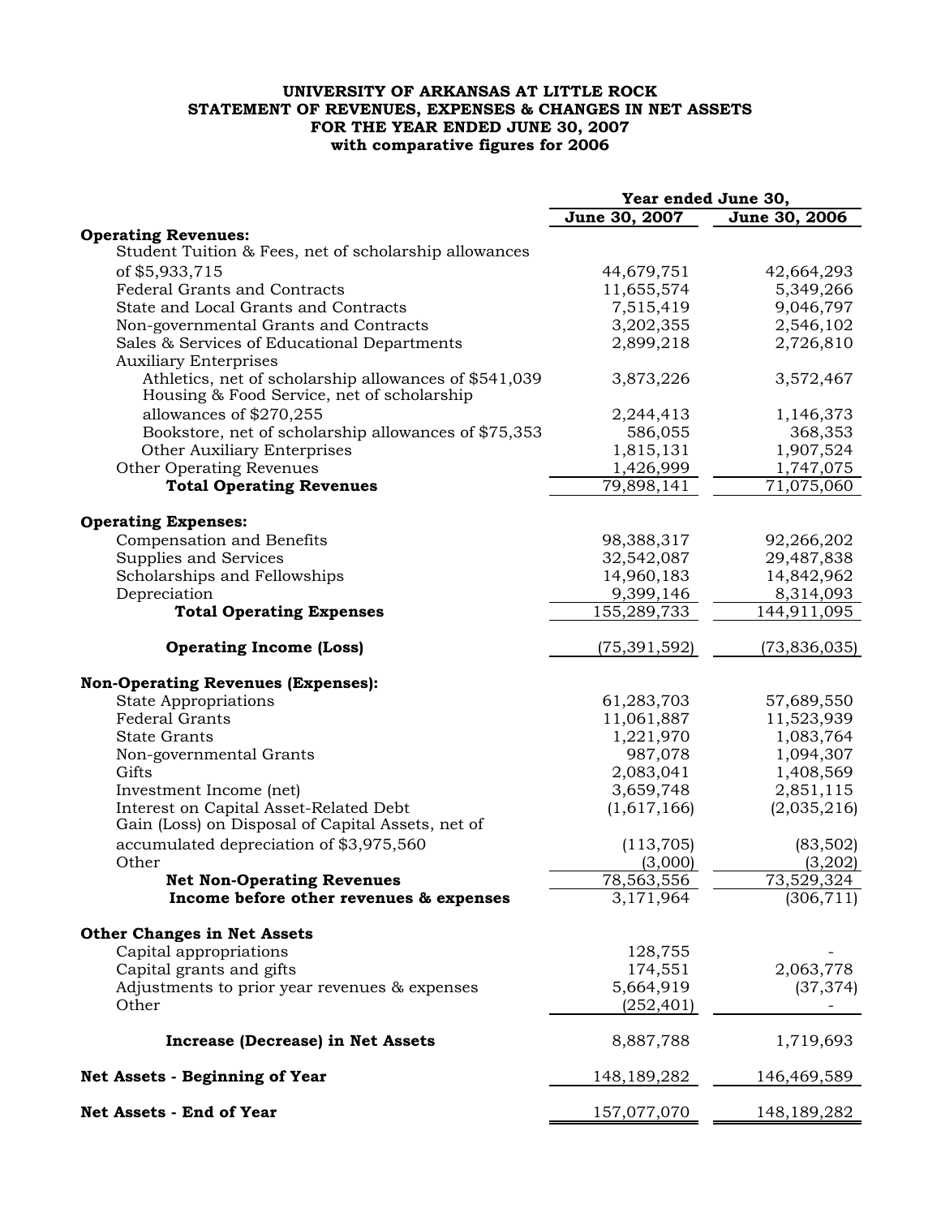**UNIVERSITY OF ARKANSAS AT LITTLE ROCK**
**STATEMENT OF REVENUES, EXPENSES & CHANGES IN NET ASSETS**
**FOR THE YEAR ENDED JUNE 30, 2007**
**with comparative figures for 2006**

| | Year ended June 30, | |
|---|---|---|
| | June 30, 2007 | June 30, 2006 |
| **Operating Revenues:** | | |
| Student Tuition & Fees, net of scholarship allowances of $5,933,715 | 44,679,751 | 42,664,293 |
| Federal Grants and Contracts | 11,655,574 | 5,349,266 |
| State and Local Grants and Contracts | 7,515,419 | 9,046,797 |
| Non-governmental Grants and Contracts | 3,202,355 | 2,546,102 |
| Sales & Services of Educational Departments | 2,899,218 | 2,726,810 |
| Auxiliary Enterprises | | |
| Athletics, net of scholarship allowances of $541,039 | 3,873,226 | 3,572,467 |
| Housing & Food Service, net of scholarship allowances of $270,255 | 2,244,413 | 1,146,373 |
| Bookstore, net of scholarship allowances of $75,353 | 586,055 | 368,353 |
| Other Auxiliary Enterprises | 1,815,131 | 1,907,524 |
| Other Operating Revenues | 1,426,999 | 1,747,075 |
| **Total Operating Revenues** | 79,898,141 | 71,075,060 |
| | | |
| **Operating Expenses:** | | |
| Compensation and Benefits | 98,388,317 | 92,266,202 |
| Supplies and Services | 32,542,087 | 29,487,838 |
| Scholarships and Fellowships | 14,960,183 | 14,842,962 |
| Depreciation | 9,399,146 | 8,314,093 |
| **Total Operating Expenses** | 155,289,733 | 144,911,095 |
| | | |
| **Operating Income (Loss)** | (75,391,592) | (73,836,035) |
| | | |
| **Non-Operating Revenues (Expenses):** | | |
| State Appropriations | 61,283,703 | 57,689,550 |
| Federal Grants | 11,061,887 | 11,523,939 |
| State Grants | 1,221,970 | 1,083,764 |
| Non-governmental Grants | 987,078 | 1,094,307 |
| Gifts | 2,083,041 | 1,408,569 |
| Investment Income (net) | 3,659,748 | 2,851,115 |
| Interest on Capital Asset-Related Debt | (1,617,166) | (2,035,216) |
| Gain (Loss) on Disposal of Capital Assets, net of accumulated depreciation of $3,975,560 | (113,705) | (83,502) |
| Other | (3,000) | (3,202) |
| **Net Non-Operating Revenues** | 78,563,556 | 73,529,324 |
| **Income before other revenues & expenses** | 3,171,964 | (306,711) |
| | | |
| **Other Changes in Net Assets** | | |
| Capital appropriations | 128,755 | - |
| Capital grants and gifts | 174,551 | 2,063,778 |
| Adjustments to prior year revenues & expenses | 5,664,919 | (37,374) |
| Other | (252,401) | - |
| | | |
| **Increase (Decrease) in Net Assets** | 8,887,788 | 1,719,693 |
| | | |
| **Net Assets - Beginning of Year** | 148,189,282 | 146,469,589 |
| | | |
| **Net Assets - End of Year** | 157,077,070 | 148,189,282 |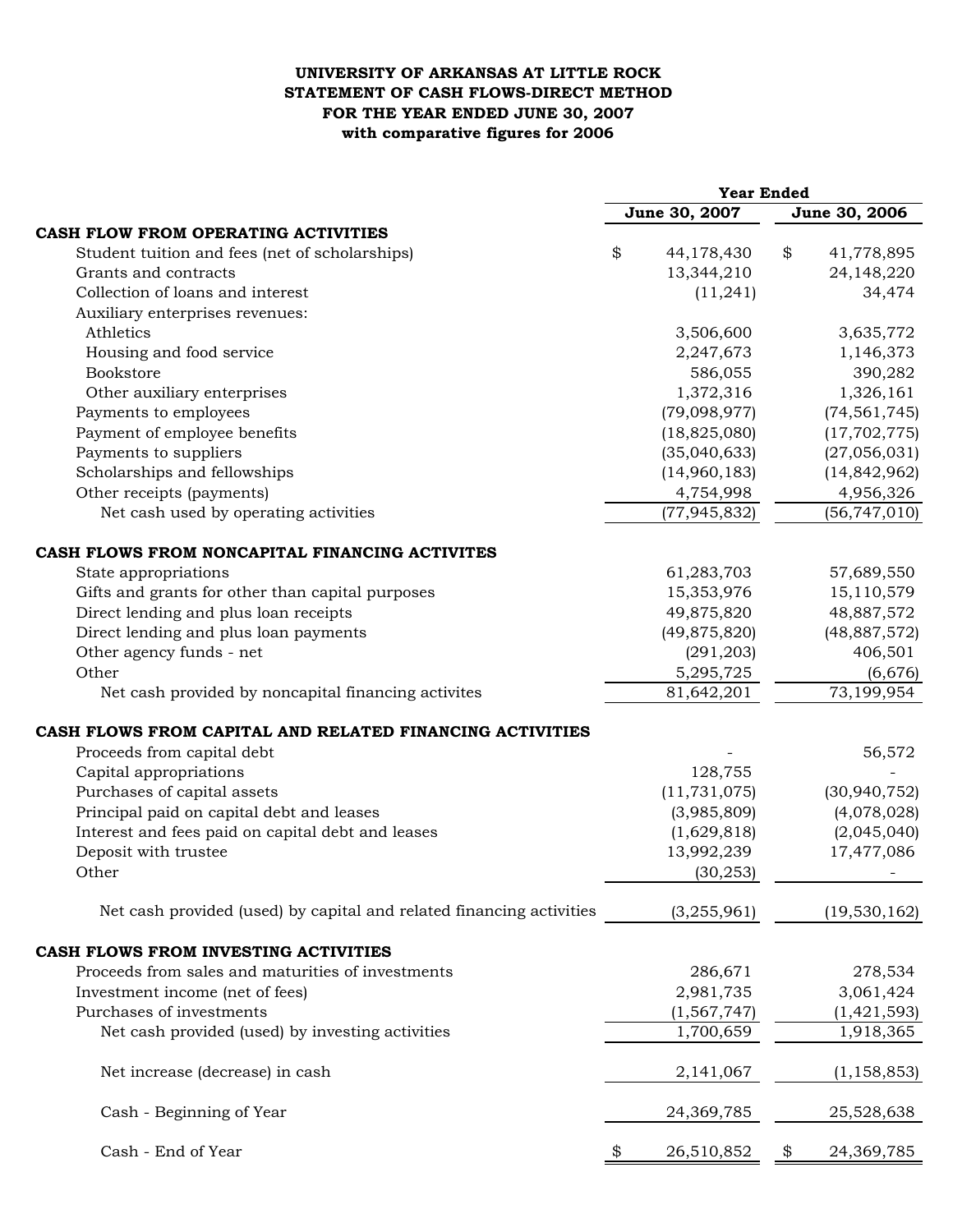# UNIVERSITY OF ARKANSAS AT LITTLE ROCK
## STATEMENT OF CASH FLOWS-DIRECT METHOD
### FOR THE YEAR ENDED JUNE 30, 2007
### with comparative figures for 2006

| | Year Ended | |
|---|---|---|
| | June 30, 2007 | June 30, 2006 |
| **CASH FLOW FROM OPERATING ACTIVITIES** | | |
| Student tuition and fees (net of scholarships) | $ 44,178,430 | $ 41,778,895 |
| Grants and contracts | 13,344,210 | 24,148,220 |
| Collection of loans and interest | (11,241) | 34,474 |
| Auxiliary enterprises revenues: | | |
| Athletics | 3,506,600 | 3,635,772 |
| Housing and food service | 2,247,673 | 1,146,373 |
| Bookstore | 586,055 | 390,282 |
| Other auxiliary enterprises | 1,372,316 | 1,326,161 |
| Payments to employees | (79,098,977) | (74,561,745) |
| Payment of employee benefits | (18,825,080) | (17,702,775) |
| Payments to suppliers | (35,040,633) | (27,056,031) |
| Scholarships and fellowships | (14,960,183) | (14,842,962) |
| Other receipts (payments) | 4,754,998 | 4,956,326 |
| Net cash used by operating activities | (77,945,832) | (56,747,010) |
| **CASH FLOWS FROM NONCAPITAL FINANCING ACTIVITES** | | |
| State appropriations | 61,283,703 | 57,689,550 |
| Gifts and grants for other than capital purposes | 15,353,976 | 15,110,579 |
| Direct lending and plus loan receipts | 49,875,820 | 48,887,572 |
| Direct lending and plus loan payments | (49,875,820) | (48,887,572) |
| Other agency funds - net | (291,203) | 406,501 |
| Other | 5,295,725 | (6,676) |
| Net cash provided by noncapital financing activites | 81,642,201 | 73,199,954 |
| **CASH FLOWS FROM CAPITAL AND RELATED FINANCING ACTIVITIES** | | |
| Proceeds from capital debt | - | 56,572 |
| Capital appropriations | 128,755 | - |
| Purchases of capital assets | (11,731,075) | (30,940,752) |
| Principal paid on capital debt and leases | (3,985,809) | (4,078,028) |
| Interest and fees paid on capital debt and leases | (1,629,818) | (2,045,040) |
| Deposit with trustee | 13,992,239 | 17,477,086 |
| Other | (30,253) | - |
| Net cash provided (used) by capital and related financing activities | (3,255,961) | (19,530,162) |
| **CASH FLOWS FROM INVESTING ACTIVITIES** | | |
| Proceeds from sales and maturities of investments | 286,671 | 278,534 |
| Investment income (net of fees) | 2,981,735 | 3,061,424 |
| Purchases of investments | (1,567,747) | (1,421,593) |
| Net cash provided (used) by investing activities | 1,700,659 | 1,918,365 |
| Net increase (decrease) in cash | 2,141,067 | (1,158,853) |
| Cash - Beginning of Year | 24,369,785 | 25,528,638 |
| Cash - End of Year | $ 26,510,852 | $ 24,369,785 |